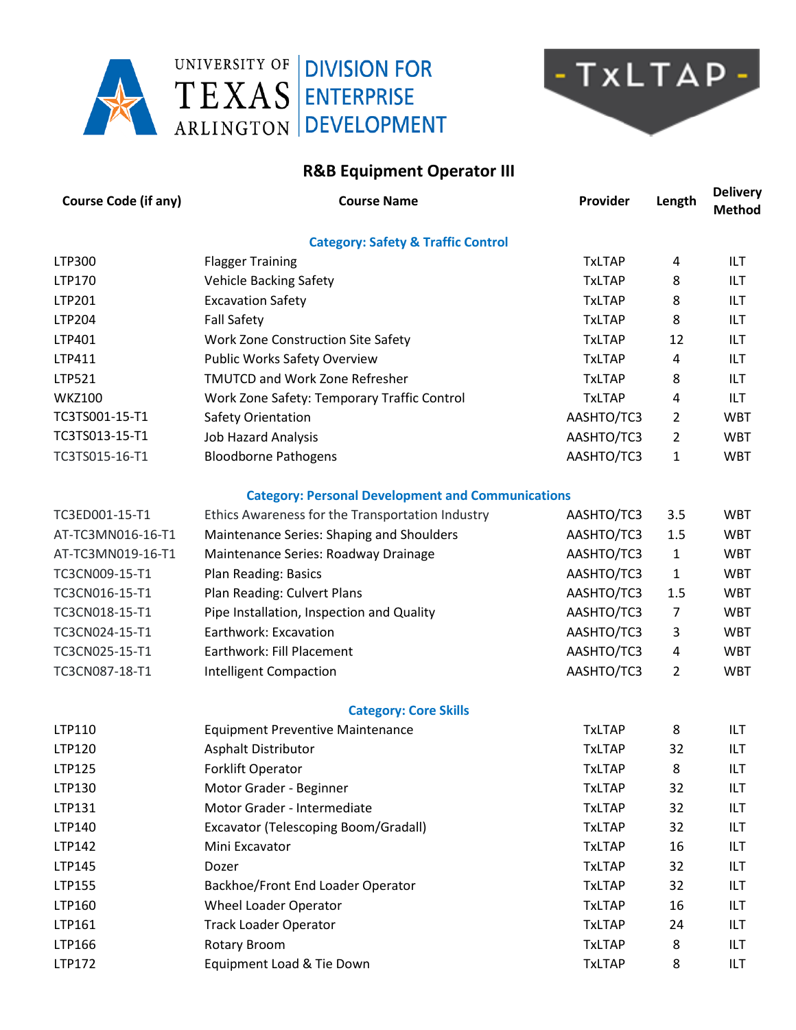UNIVERSITY OF TEXAS ARLINGTON | DIVISION FOR ENTERPRISE DEVELOPMENT

- TxLTAP -

# R&B Equipment Operator III

| Course Code (if any) | Course Name | Provider | Length | Delivery Method |
|---|---|---|---|---|
| | **Category: Safety & Traffic Control** | | | |
| LTP300 | Flagger Training | TxLTAP | 4 | ILT |
| LTP170 | Vehicle Backing Safety | TxLTAP | 8 | ILT |
| LTP201 | Excavation Safety | TxLTAP | 8 | ILT |
| LTP204 | Fall Safety | TxLTAP | 8 | ILT |
| LTP401 | Work Zone Construction Site Safety | TxLTAP | 12 | ILT |
| LTP411 | Public Works Safety Overview | TxLTAP | 4 | ILT |
| LTP521 | TMUTCD and Work Zone Refresher | TxLTAP | 8 | ILT |
| WKZ100 | Work Zone Safety: Temporary Traffic Control | TxLTAP | 4 | ILT |
| TC3TS001-15-T1 | Safety Orientation | AASHTO/TC3 | 2 | WBT |
| TC3TS013-15-T1 | Job Hazard Analysis | AASHTO/TC3 | 2 | WBT |
| TC3TS015-16-T1 | Bloodborne Pathogens | AASHTO/TC3 | 1 | WBT |
| | **Category: Personal Development and Communications** | | | |
| TC3ED001-15-T1 | Ethics Awareness for the Transportation Industry | AASHTO/TC3 | 3.5 | WBT |
| AT-TC3MN016-16-T1 | Maintenance Series: Shaping and Shoulders | AASHTO/TC3 | 1.5 | WBT |
| AT-TC3MN019-16-T1 | Maintenance Series: Roadway Drainage | AASHTO/TC3 | 1 | WBT |
| TC3CN009-15-T1 | Plan Reading: Basics | AASHTO/TC3 | 1 | WBT |
| TC3CN016-15-T1 | Plan Reading: Culvert Plans | AASHTO/TC3 | 1.5 | WBT |
| TC3CN018-15-T1 | Pipe Installation, Inspection and Quality | AASHTO/TC3 | 7 | WBT |
| TC3CN024-15-T1 | Earthwork: Excavation | AASHTO/TC3 | 3 | WBT |
| TC3CN025-15-T1 | Earthwork: Fill Placement | AASHTO/TC3 | 4 | WBT |
| TC3CN087-18-T1 | Intelligent Compaction | AASHTO/TC3 | 2 | WBT |
| | **Category: Core Skills** | | | |
| LTP110 | Equipment Preventive Maintenance | TxLTAP | 8 | ILT |
| LTP120 | Asphalt Distributor | TxLTAP | 32 | ILT |
| LTP125 | Forklift Operator | TxLTAP | 8 | ILT |
| LTP130 | Motor Grader - Beginner | TxLTAP | 32 | ILT |
| LTP131 | Motor Grader - Intermediate | TxLTAP | 32 | ILT |
| LTP140 | Excavator (Telescoping Boom/Gradall) | TxLTAP | 32 | ILT |
| LTP142 | Mini Excavator | TxLTAP | 16 | ILT |
| LTP145 | Dozer | TxLTAP | 32 | ILT |
| LTP155 | Backhoe/Front End Loader Operator | TxLTAP | 32 | ILT |
| LTP160 | Wheel Loader Operator | TxLTAP | 16 | ILT |
| LTP161 | Track Loader Operator | TxLTAP | 24 | ILT |
| LTP166 | Rotary Broom | TxLTAP | 8 | ILT |
| LTP172 | Equipment Load & Tie Down | TxLTAP | 8 | ILT |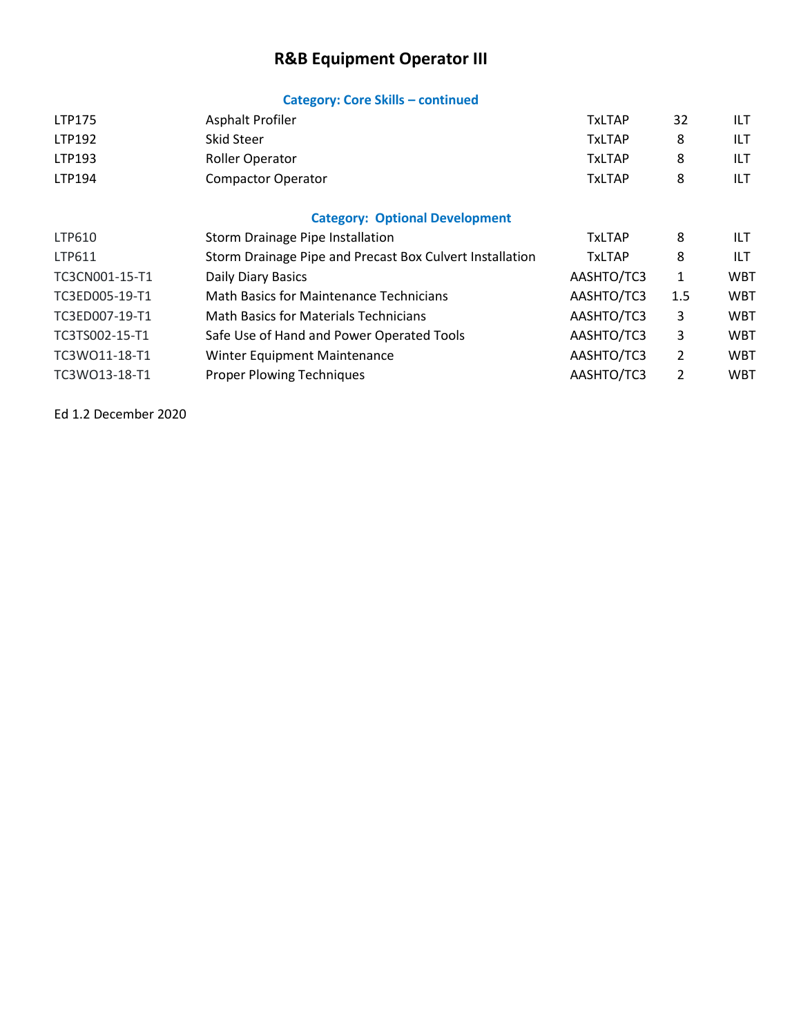# R&B Equipment Operator III

## Category: Core Skills – continued

| | | | | |
|---|---|---|---|---|
| LTP175 | Asphalt Profiler | TxLTAP | 32 | ILT |
| LTP192 | Skid Steer | TxLTAP | 8 | ILT |
| LTP193 | Roller Operator | TxLTAP | 8 | ILT |
| LTP194 | Compactor Operator | TxLTAP | 8 | ILT |

## Category: Optional Development

| | | | | |
|---|---|---|---|---|
| LTP610 | Storm Drainage Pipe Installation | TxLTAP | 8 | ILT |
| LTP611 | Storm Drainage Pipe and Precast Box Culvert Installation | TxLTAP | 8 | ILT |
| TC3CN001-15-T1 | Daily Diary Basics | AASHTO/TC3 | 1 | WBT |
| TC3ED005-19-T1 | Math Basics for Maintenance Technicians | AASHTO/TC3 | 1.5 | WBT |
| TC3ED007-19-T1 | Math Basics for Materials Technicians | AASHTO/TC3 | 3 | WBT |
| TC3TS002-15-T1 | Safe Use of Hand and Power Operated Tools | AASHTO/TC3 | 3 | WBT |
| TC3WO11-18-T1 | Winter Equipment Maintenance | AASHTO/TC3 | 2 | WBT |
| TC3WO13-18-T1 | Proper Plowing Techniques | AASHTO/TC3 | 2 | WBT |

Ed 1.2 December 2020